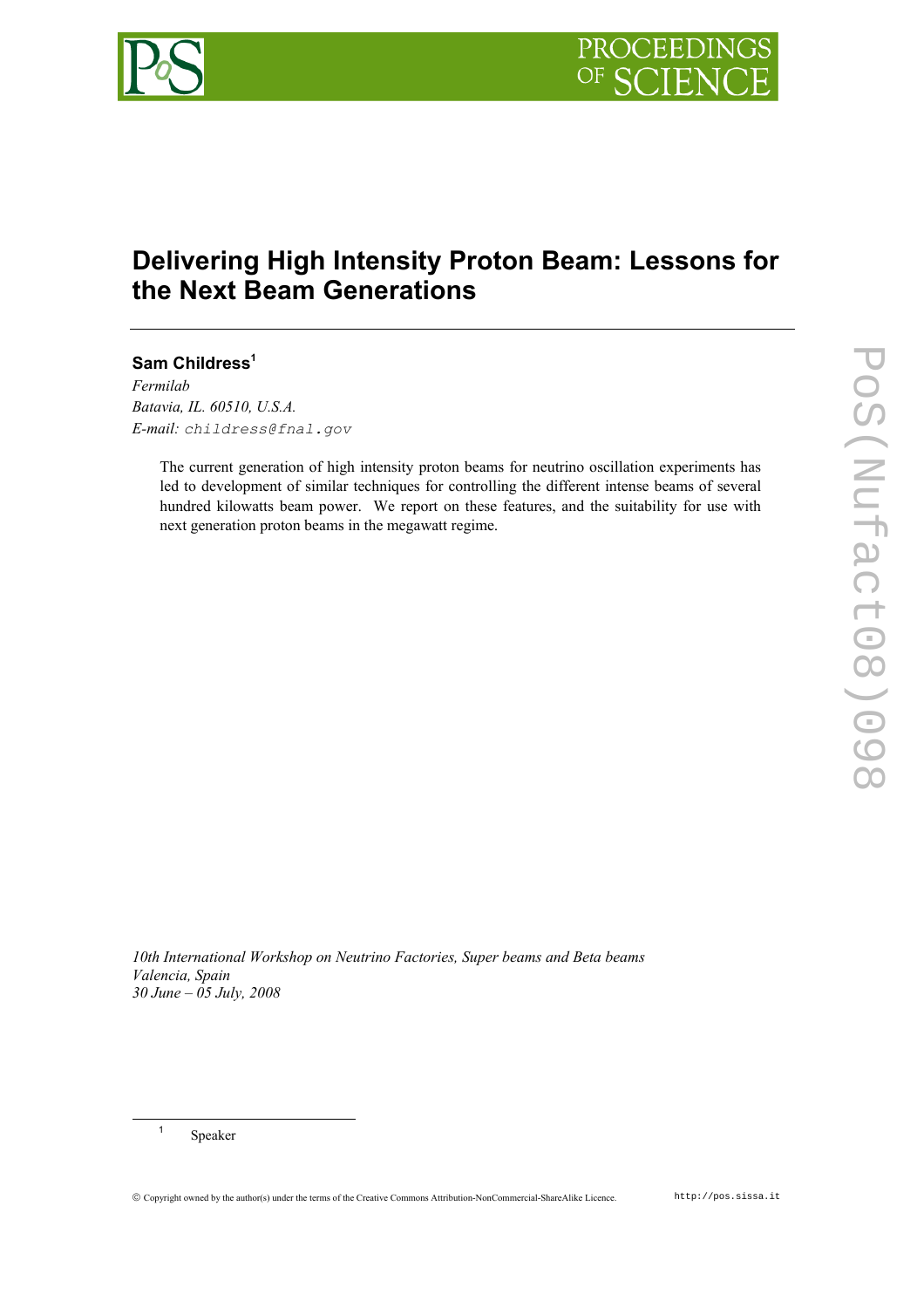# Delivering High Intensity Proton Beam: Lessons for the Next Beam Generations

**Sam Childress**[1]

*Fermilab*
*Batavia, IL. 60510, U.S.A.*
*E-mail:* `childress@fnal.gov`

The current generation of high intensity proton beams for neutrino oscillation experiments has led to development of similar techniques for controlling the different intense beams of several hundred kilowatts beam power. We report on these features, and the suitability for use with next generation proton beams in the megawatt regime.

*10th International Workshop on Neutrino Factories, Super beams and Beta beams*
*Valencia, Spain*
*30 June – 05 July, 2008*

[1] Speaker

© Copyright owned by the author(s) under the terms of the Creative Commons Attribution-NonCommercial-ShareAlike Licence. http://pos.sissa.it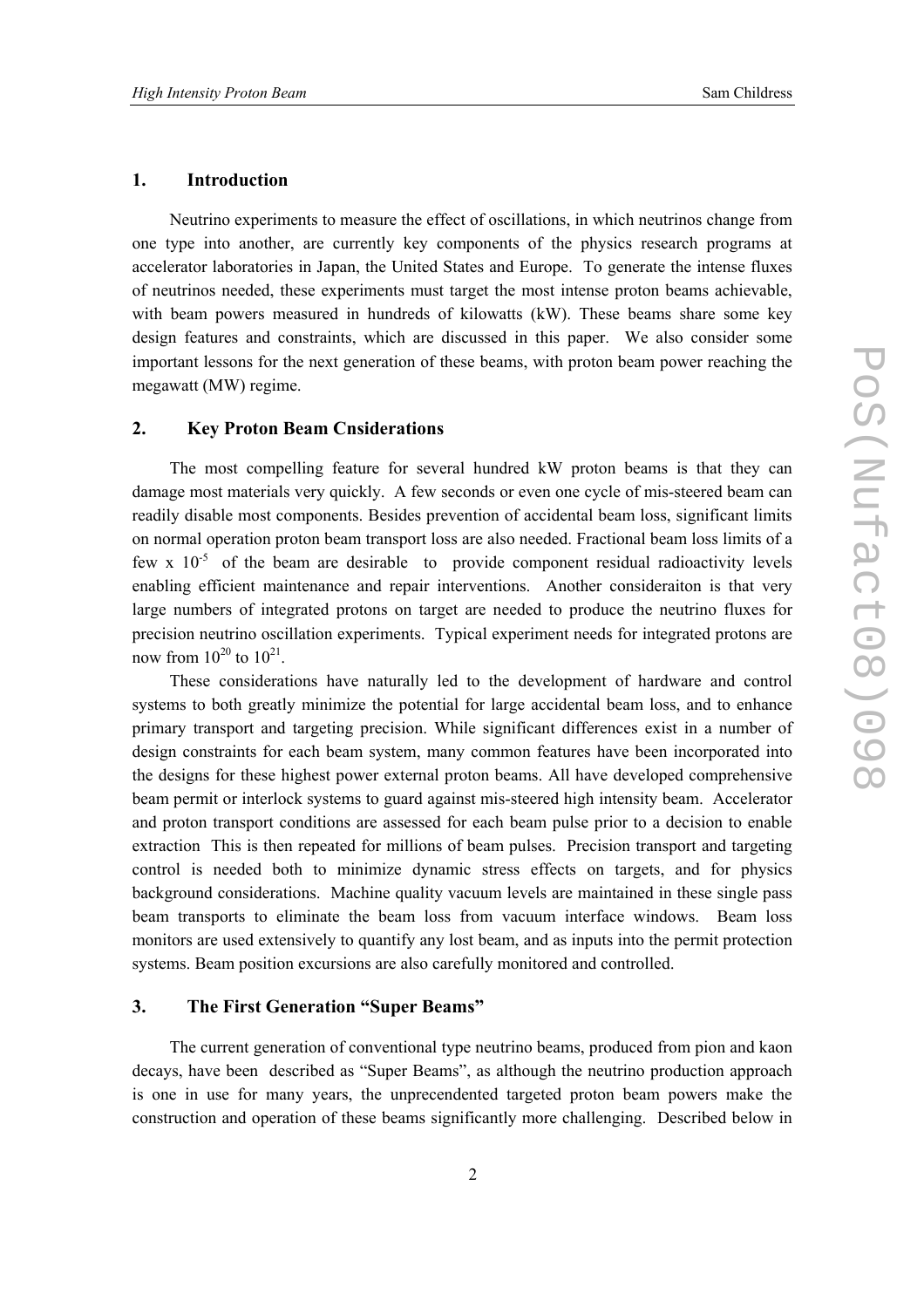## 1. Introduction

Neutrino experiments to measure the effect of oscillations, in which neutrinos change from one type into another, are currently key components of the physics research programs at accelerator laboratories in Japan, the United States and Europe. To generate the intense fluxes of neutrinos needed, these experiments must target the most intense proton beams achievable, with beam powers measured in hundreds of kilowatts (kW). These beams share some key design features and constraints, which are discussed in this paper. We also consider some important lessons for the next generation of these beams, with proton beam power reaching the megawatt (MW) regime.

## 2. Key Proton Beam Cnsiderations

The most compelling feature for several hundred kW proton beams is that they can damage most materials very quickly. A few seconds or even one cycle of mis-steered beam can readily disable most components. Besides prevention of accidental beam loss, significant limits on normal operation proton beam transport loss are also needed. Fractional beam loss limits of a few x $10^{-5}$ of the beam are desirable to provide component residual radioactivity levels enabling efficient maintenance and repair interventions. Another consideraiton is that very large numbers of integrated protons on target are needed to produce the neutrino fluxes for precision neutrino oscillation experiments. Typical experiment needs for integrated protons are now from $10^{20}$ to $10^{21}$.

These considerations have naturally led to the development of hardware and control systems to both greatly minimize the potential for large accidental beam loss, and to enhance primary transport and targeting precision. While significant differences exist in a number of design constraints for each beam system, many common features have been incorporated into the designs for these highest power external proton beams. All have developed comprehensive beam permit or interlock systems to guard against mis-steered high intensity beam. Accelerator and proton transport conditions are assessed for each beam pulse prior to a decision to enable extraction This is then repeated for millions of beam pulses. Precision transport and targeting control is needed both to minimize dynamic stress effects on targets, and for physics background considerations. Machine quality vacuum levels are maintained in these single pass beam transports to eliminate the beam loss from vacuum interface windows. Beam loss monitors are used extensively to quantify any lost beam, and as inputs into the permit protection systems. Beam position excursions are also carefully monitored and controlled.

## 3. The First Generation "Super Beams"

The current generation of conventional type neutrino beams, produced from pion and kaon decays, have been described as "Super Beams", as although the neutrino production approach is one in use for many years, the unprecendented targeted proton beam powers make the construction and operation of these beams significantly more challenging. Described below in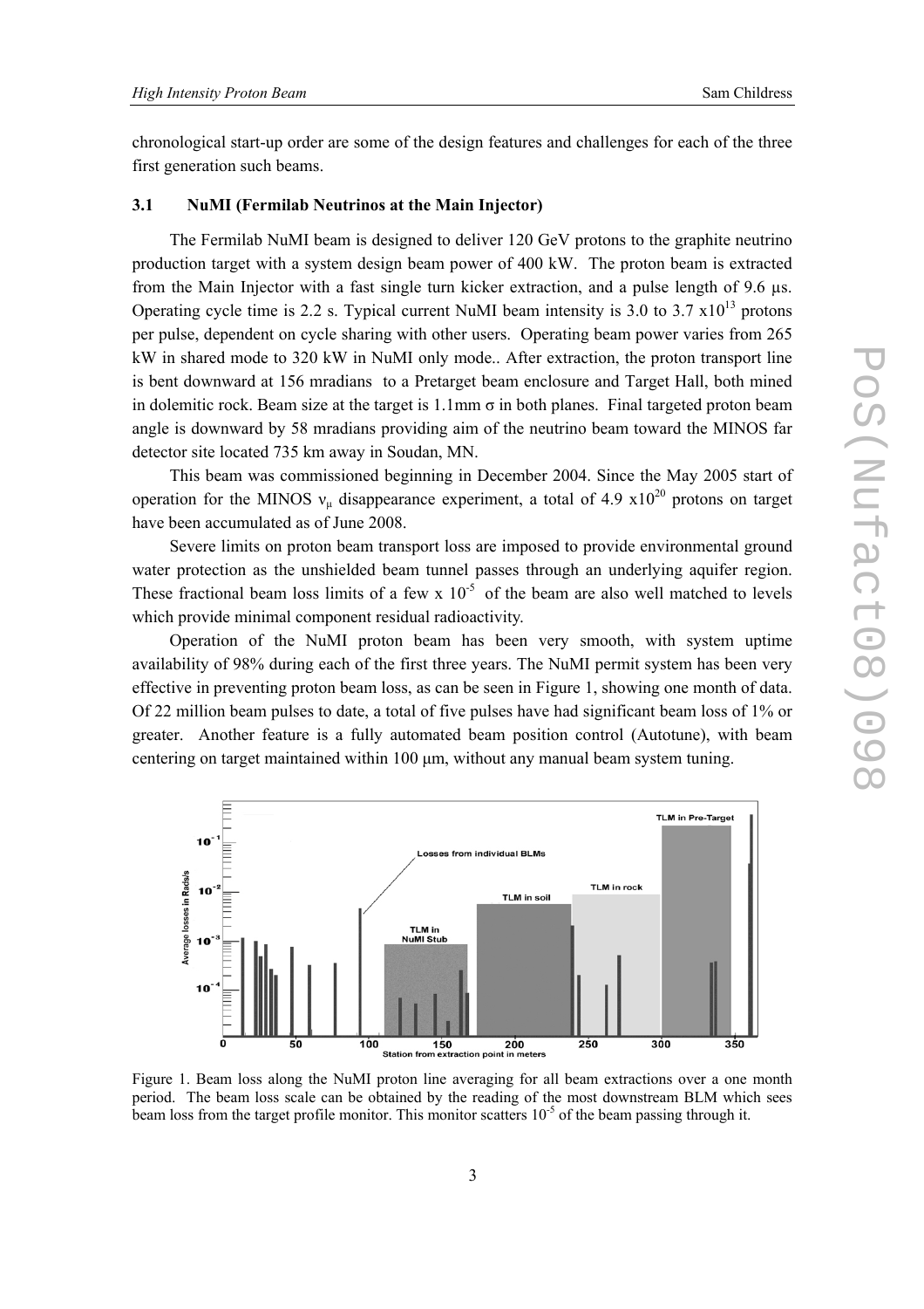chronological start-up order are some of the design features and challenges for each of the three first generation such beams.

### 3.1 NuMI (Fermilab Neutrinos at the Main Injector)

The Fermilab NuMI beam is designed to deliver 120 GeV protons to the graphite neutrino production target with a system design beam power of 400 kW. The proton beam is extracted from the Main Injector with a fast single turn kicker extraction, and a pulse length of 9.6 µs. Operating cycle time is 2.2 s. Typical current NuMI beam intensity is 3.0 to 3.7 $\times 10^{13}$ protons per pulse, dependent on cycle sharing with other users. Operating beam power varies from 265 kW in shared mode to 320 kW in NuMI only mode.. After extraction, the proton transport line is bent downward at 156 mradians to a Pretarget beam enclosure and Target Hall, both mined in dolemitic rock. Beam size at the target is 1.1mm $\sigma$ in both planes. Final targeted proton beam angle is downward by 58 mradians providing aim of the neutrino beam toward the MINOS far detector site located 735 km away in Soudan, MN.

This beam was commissioned beginning in December 2004. Since the May 2005 start of operation for the MINOS $\nu_\mu$ disappearance experiment, a total of 4.9 $\times 10^{20}$ protons on target have been accumulated as of June 2008.

Severe limits on proton beam transport loss are imposed to provide environmental ground water protection as the unshielded beam tunnel passes through an underlying aquifer region. These fractional beam loss limits of a few $\times 10^{-5}$ of the beam are also well matched to levels which provide minimal component residual radioactivity.

Operation of the NuMI proton beam has been very smooth, with system uptime availability of 98% during each of the first three years. The NuMI permit system has been very effective in preventing proton beam loss, as can be seen in Figure 1, showing one month of data. Of 22 million beam pulses to date, a total of five pulses have had significant beam loss of 1% or greater. Another feature is a fully automated beam position control (Autotune), with beam centering on target maintained within 100 µm, without any manual beam system tuning.

Figure 1. Beam loss along the NuMI proton line averaging for all beam extractions over a one month period. The beam loss scale can be obtained by the reading of the most downstream BLM which sees beam loss from the target profile monitor. This monitor scatters $10^{-5}$ of the beam passing through it.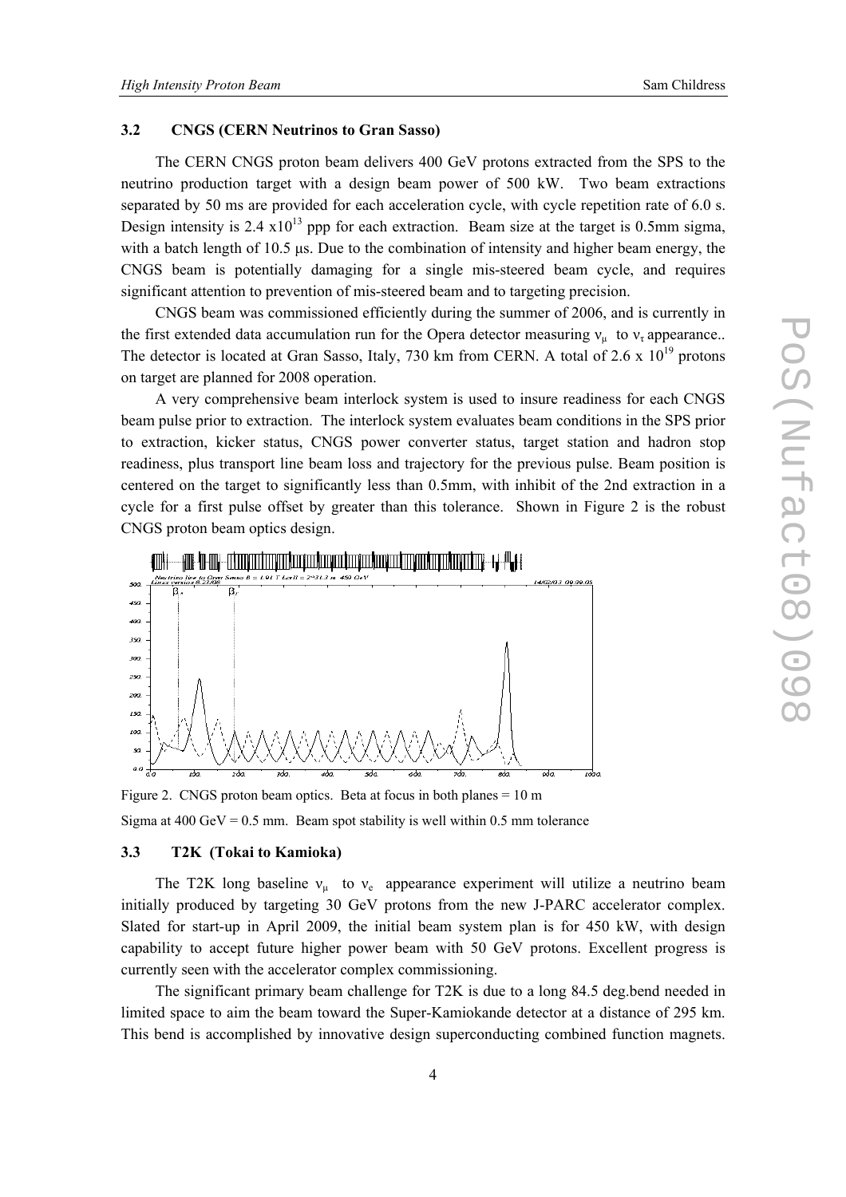### 3.2 CNGS (CERN Neutrinos to Gran Sasso)

The CERN CNGS proton beam delivers 400 GeV protons extracted from the SPS to the neutrino production target with a design beam power of 500 kW. Two beam extractions separated by 50 ms are provided for each acceleration cycle, with cycle repetition rate of 6.0 s. Design intensity is 2.4 $\times 10^{13}$ ppp for each extraction. Beam size at the target is 0.5mm sigma, with a batch length of 10.5 µs. Due to the combination of intensity and higher beam energy, the CNGS beam is potentially damaging for a single mis-steered beam cycle, and requires significant attention to prevention of mis-steered beam and to targeting precision.

CNGS beam was commissioned efficiently during the summer of 2006, and is currently in the first extended data accumulation run for the Opera detector measuring $\nu_\mu$ to $\nu_\tau$ appearance.. The detector is located at Gran Sasso, Italy, 730 km from CERN. A total of 2.6 x $10^{19}$ protons on target are planned for 2008 operation.

A very comprehensive beam interlock system is used to insure readiness for each CNGS beam pulse prior to extraction. The interlock system evaluates beam conditions in the SPS prior to extraction, kicker status, CNGS power converter status, target station and hadron stop readiness, plus transport line beam loss and trajectory for the previous pulse. Beam position is centered on the target to significantly less than 0.5mm, with inhibit of the 2nd extraction in a cycle for a first pulse offset by greater than this tolerance. Shown in Figure 2 is the robust CNGS proton beam optics design.

Figure 2. CNGS proton beam optics. Beta at focus in both planes = 10 m

Sigma at 400 GeV = 0.5 mm. Beam spot stability is well within 0.5 mm tolerance

### 3.3 T2K (Tokai to Kamioka)

The T2K long baseline $\nu_\mu$ to $\nu_e$ appearance experiment will utilize a neutrino beam initially produced by targeting 30 GeV protons from the new J-PARC accelerator complex. Slated for start-up in April 2009, the initial beam system plan is for 450 kW, with design capability to accept future higher power beam with 50 GeV protons. Excellent progress is currently seen with the accelerator complex commissioning.

The significant primary beam challenge for T2K is due to a long 84.5 deg.bend needed in limited space to aim the beam toward the Super-Kamiokande detector at a distance of 295 km. This bend is accomplished by innovative design superconducting combined function magnets.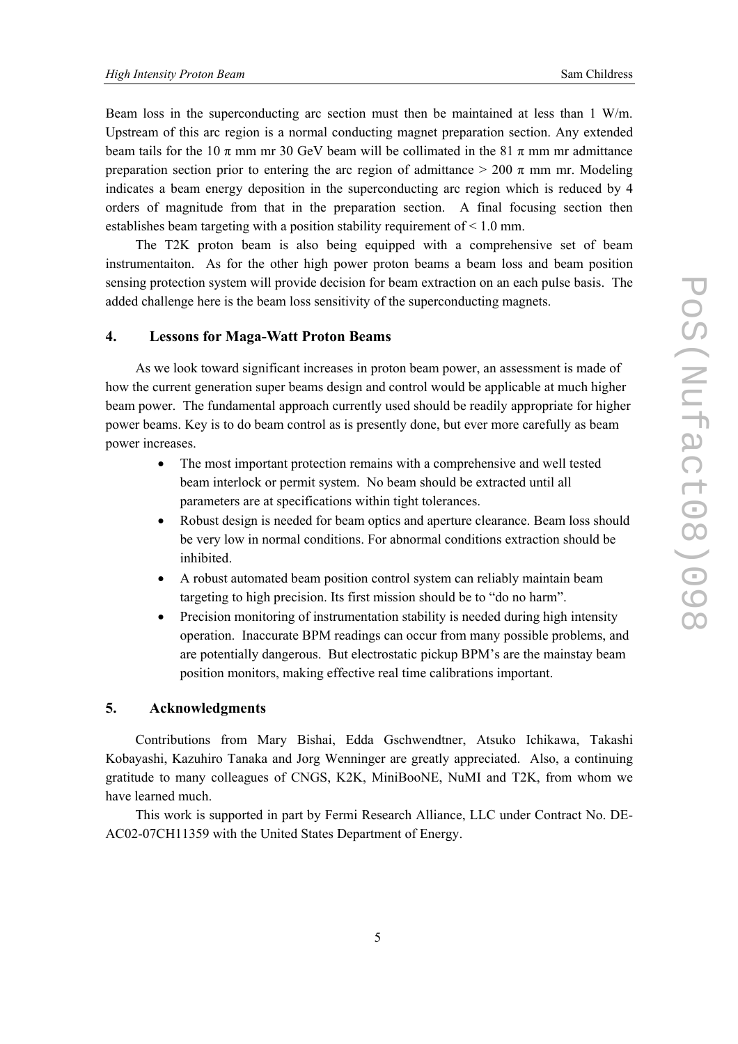Beam loss in the superconducting arc section must then be maintained at less than 1 W/m. Upstream of this arc region is a normal conducting magnet preparation section. Any extended beam tails for the 10 $\pi$ mm mr 30 GeV beam will be collimated in the 81 $\pi$ mm mr admittance preparation section prior to entering the arc region of admittance > 200 $\pi$ mm mr. Modeling indicates a beam energy deposition in the superconducting arc region which is reduced by 4 orders of magnitude from that in the preparation section. A final focusing section then establishes beam targeting with a position stability requirement of < 1.0 mm.

The T2K proton beam is also being equipped with a comprehensive set of beam instrumentaiton. As for the other high power proton beams a beam loss and beam position sensing protection system will provide decision for beam extraction on an each pulse basis. The added challenge here is the beam loss sensitivity of the superconducting magnets.

## 4. Lessons for Maga-Watt Proton Beams

As we look toward significant increases in proton beam power, an assessment is made of how the current generation super beams design and control would be applicable at much higher beam power. The fundamental approach currently used should be readily appropriate for higher power beams. Key is to do beam control as is presently done, but ever more carefully as beam power increases.

- The most important protection remains with a comprehensive and well tested beam interlock or permit system. No beam should be extracted until all parameters are at specifications within tight tolerances.
- Robust design is needed for beam optics and aperture clearance. Beam loss should be very low in normal conditions. For abnormal conditions extraction should be inhibited.
- A robust automated beam position control system can reliably maintain beam targeting to high precision. Its first mission should be to "do no harm".
- Precision monitoring of instrumentation stability is needed during high intensity operation. Inaccurate BPM readings can occur from many possible problems, and are potentially dangerous. But electrostatic pickup BPM's are the mainstay beam position monitors, making effective real time calibrations important.

## 5. Acknowledgments

Contributions from Mary Bishai, Edda Gschwendtner, Atsuko Ichikawa, Takashi Kobayashi, Kazuhiro Tanaka and Jorg Wenninger are greatly appreciated. Also, a continuing gratitude to many colleagues of CNGS, K2K, MiniBooNE, NuMI and T2K, from whom we have learned much.

This work is supported in part by Fermi Research Alliance, LLC under Contract No. DE-AC02-07CH11359 with the United States Department of Energy.